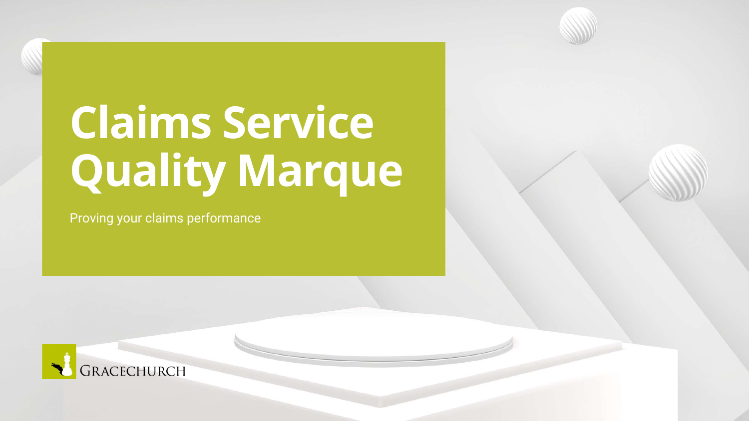# Claims Service Quality Marque

Proving your claims performance

GRACECHURCH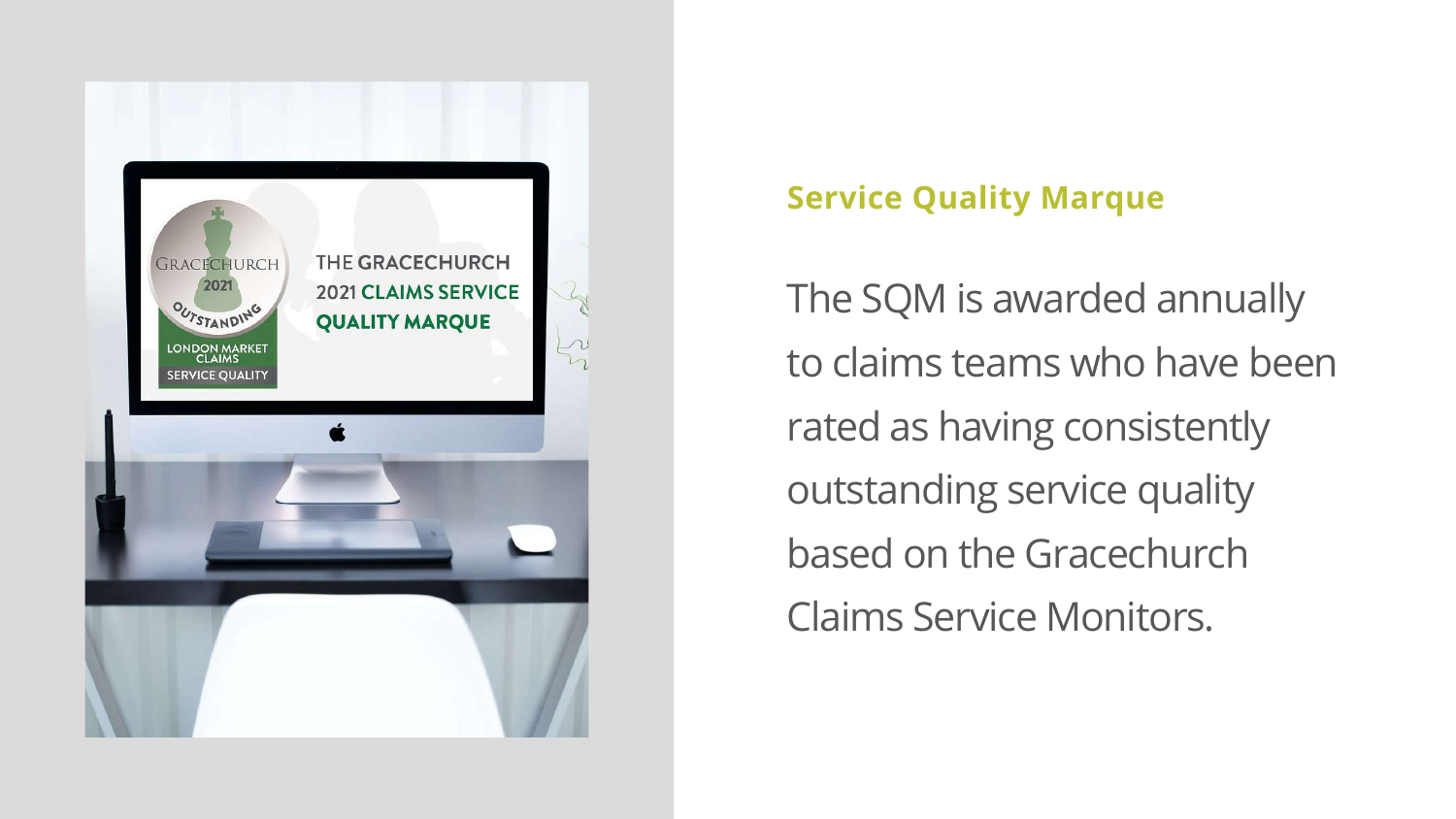## Service Quality Marque

The SQM is awarded annually to claims teams who have been rated as having consistently outstanding service quality based on the Gracechurch Claims Service Monitors.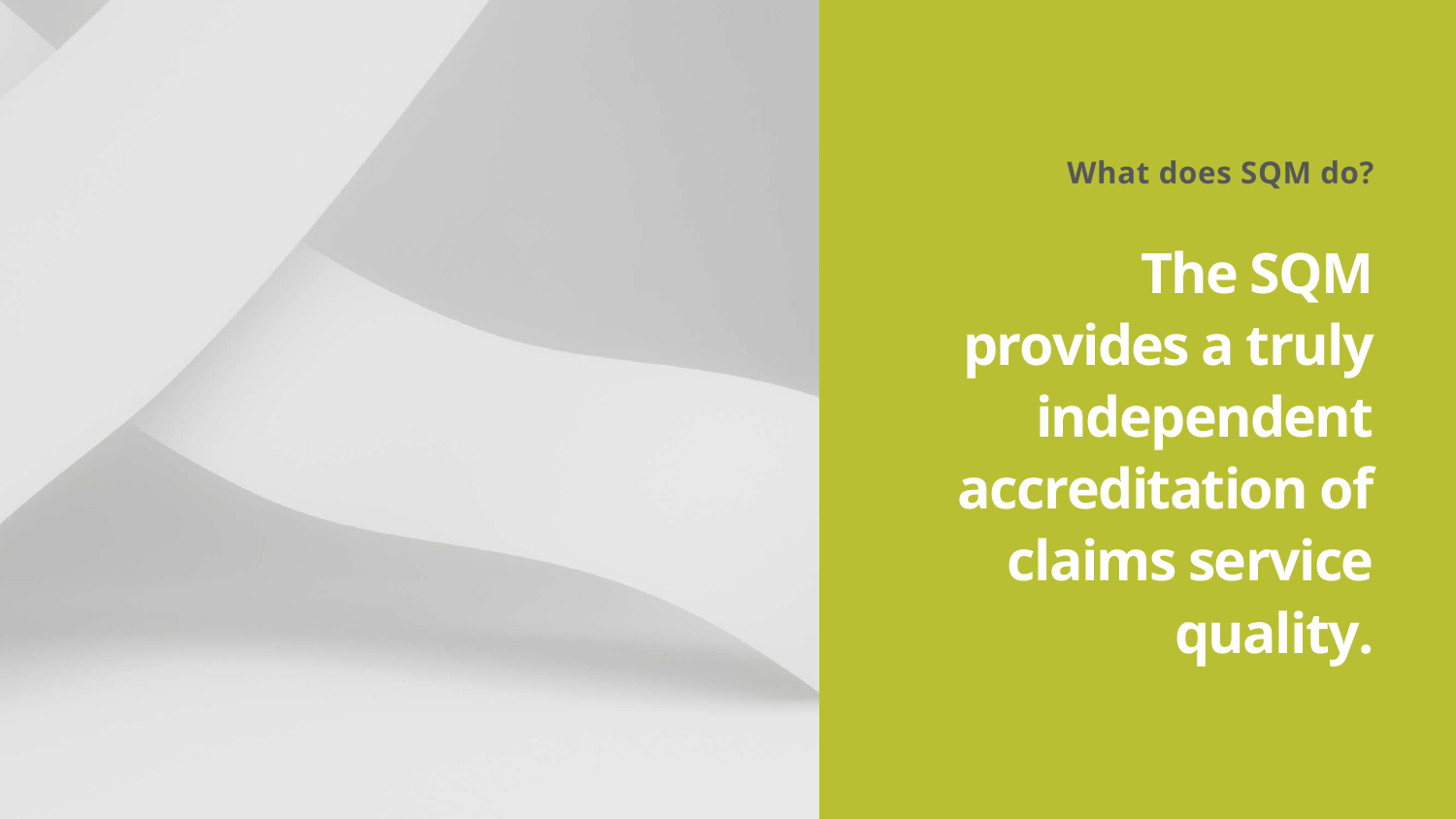**What does SQM do?**

# The SQM provides a truly independent accreditation of claims service quality.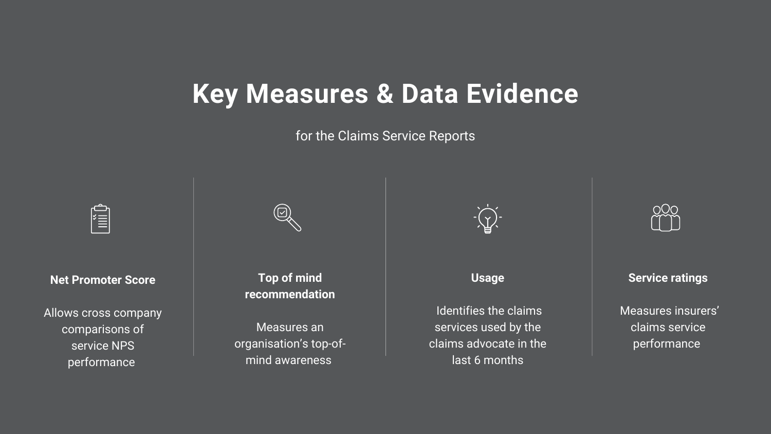# Key Measures & Data Evidence

for the Claims Service Reports

### Net Promoter Score

Allows cross company comparisons of service NPS performance

### Top of mind recommendation

Measures an organisation's top-of-mind awareness

### Usage

Identifies the claims services used by the claims advocate in the last 6 months

### Service ratings

Measures insurers' claims service performance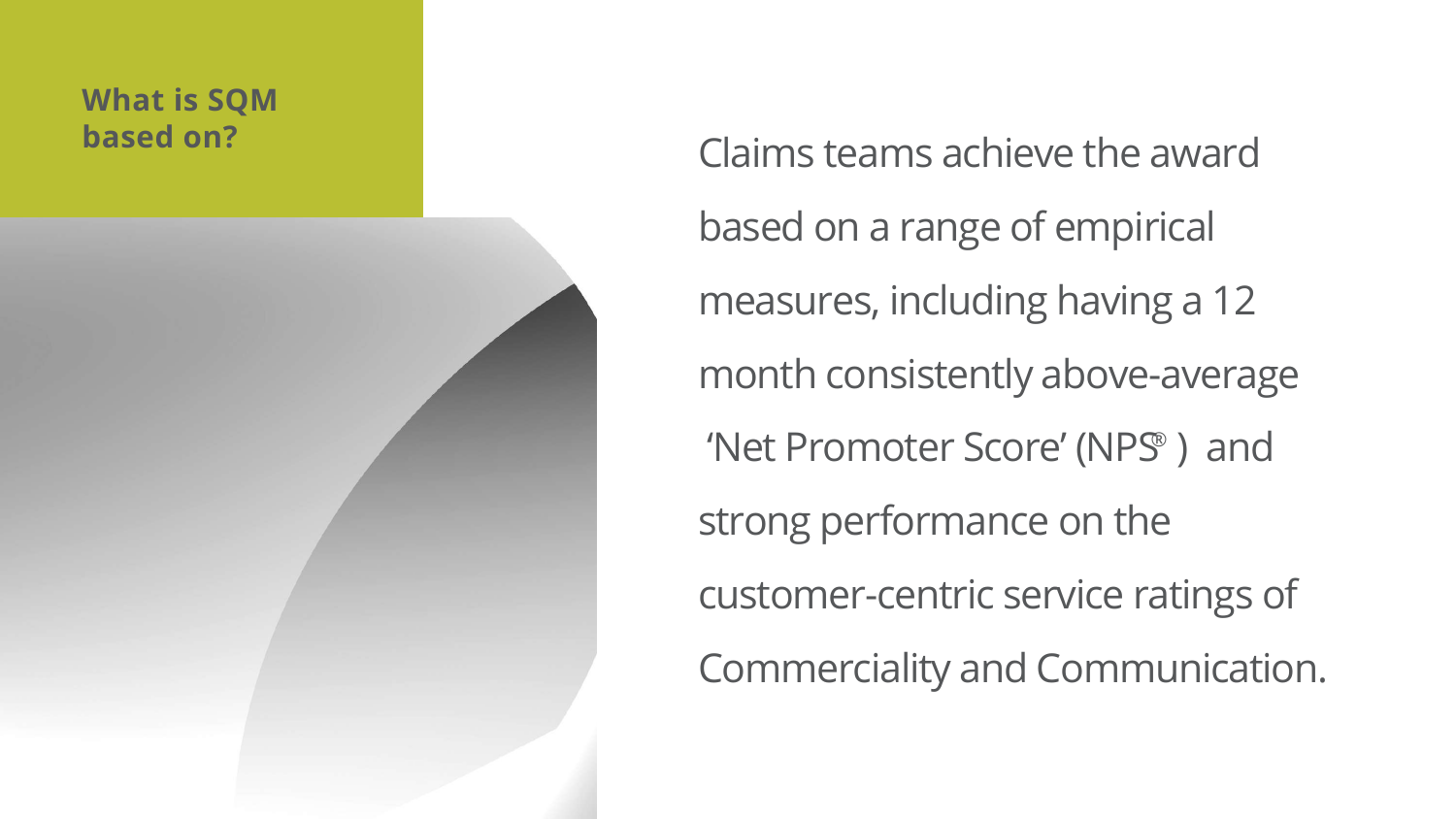## What is SQM based on?

Claims teams achieve the award based on a range of empirical measures, including having a 12 month consistently above-average 'Net Promoter Score' (NPS®) and strong performance on the customer-centric service ratings of Commerciality and Communication.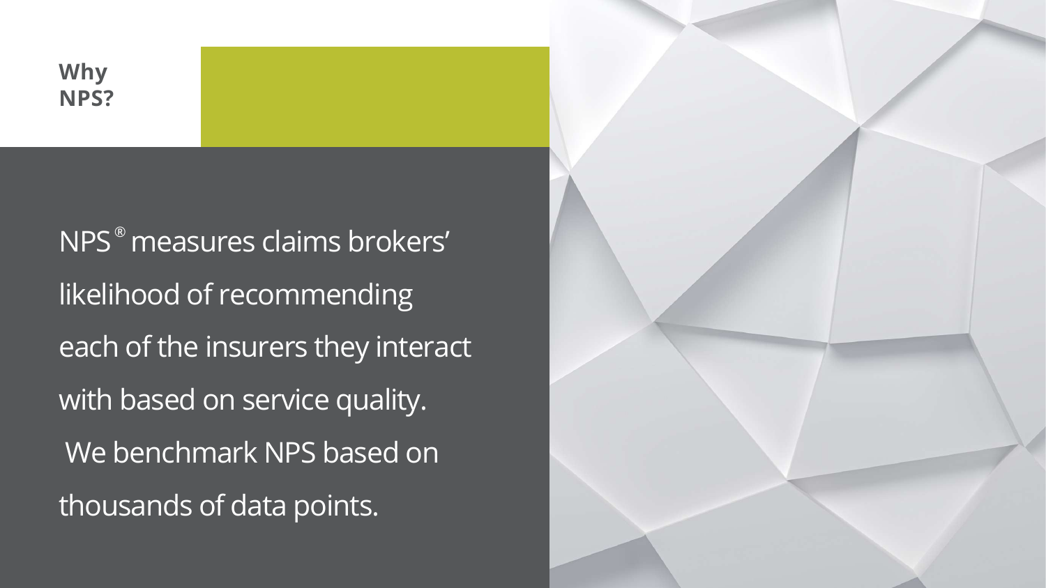## Why NPS?

NPS® measures claims brokers' likelihood of recommending each of the insurers they interact with based on service quality. We benchmark NPS based on thousands of data points.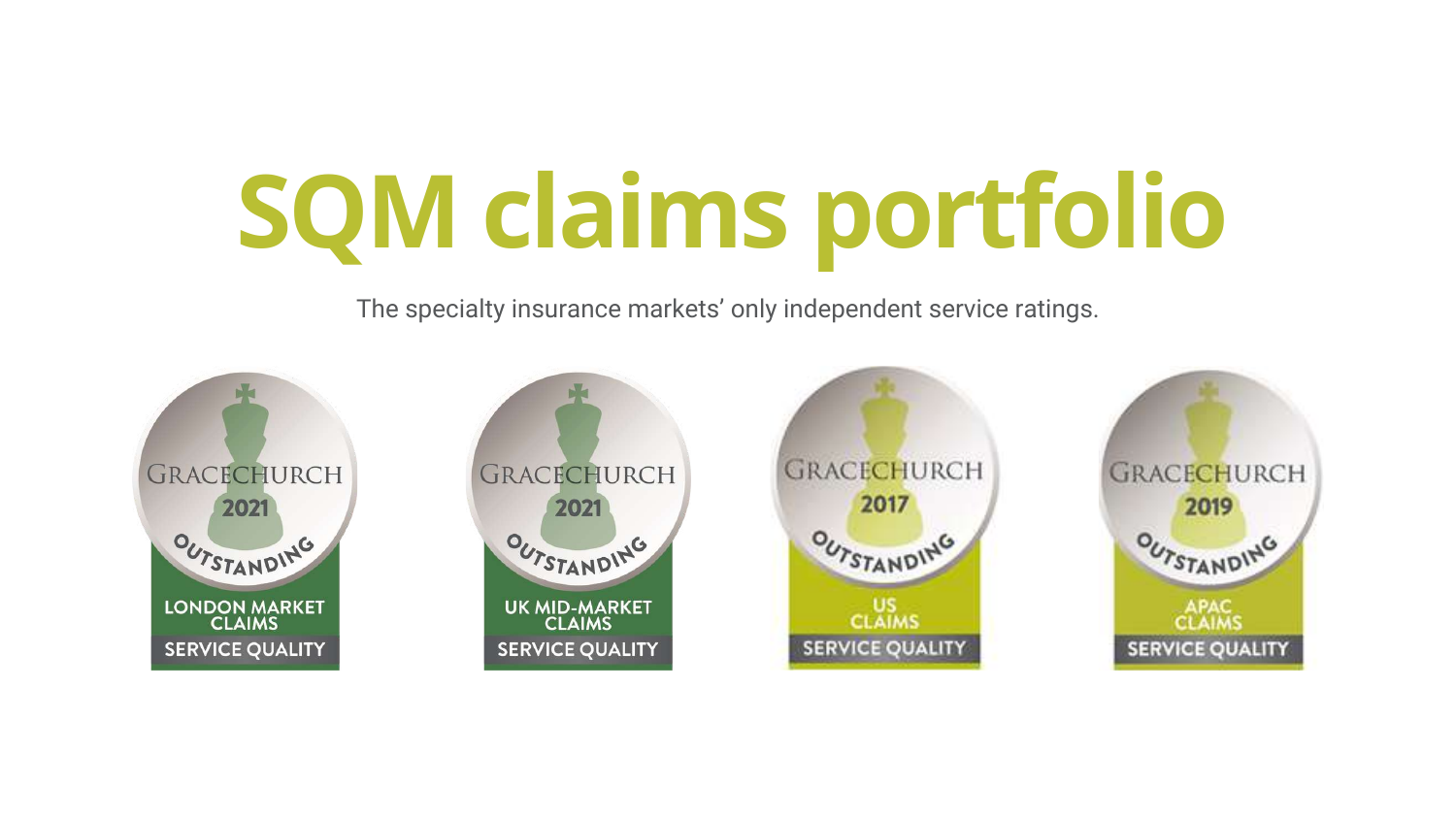# SQM claims portfolio

The specialty insurance markets' only independent service ratings.

GRACECHURCH 2021 OUTSTANDING — LONDON MARKET CLAIMS SERVICE QUALITY

GRACECHURCH 2021 OUTSTANDING — UK MID-MARKET CLAIMS SERVICE QUALITY

GRACECHURCH 2017 OUTSTANDING — US CLAIMS SERVICE QUALITY

GRACECHURCH 2019 OUTSTANDING — APAC CLAIMS SERVICE QUALITY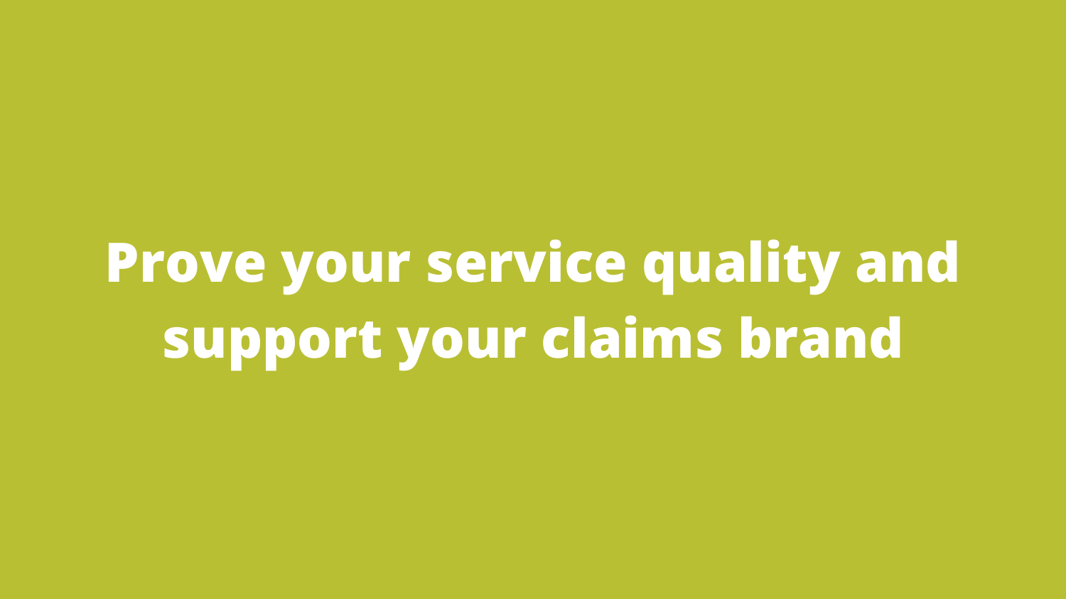# Prove your service quality and support your claims brand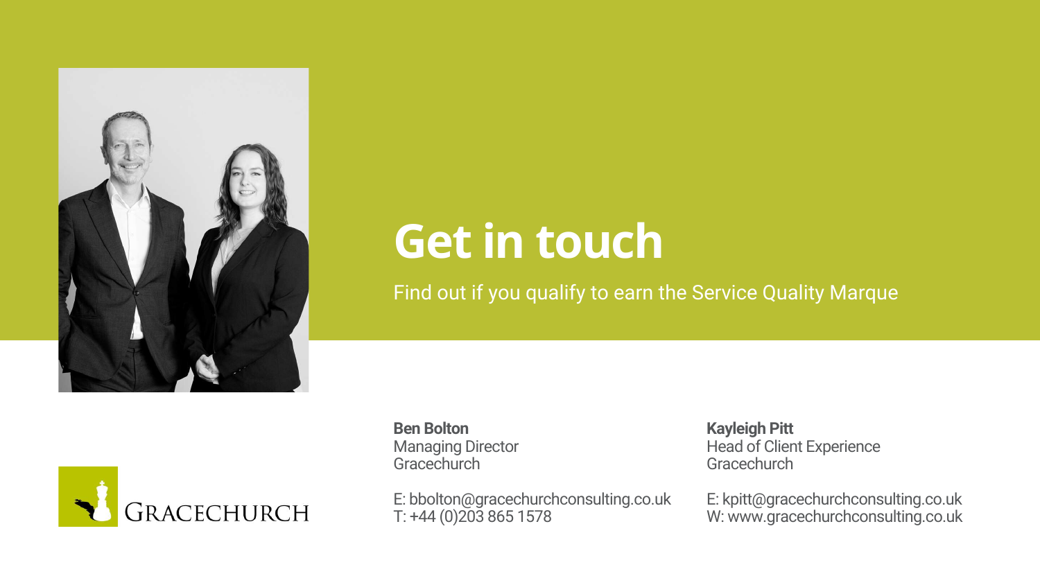# Get in touch

Find out if you qualify to earn the Service Quality Marque

GRACECHURCH

**Ben Bolton**
Managing Director
Gracechurch

E: bbolton@gracechurchconsulting.co.uk
T: +44 (0)203 865 1578

**Kayleigh Pitt**
Head of Client Experience
Gracechurch

E: kpitt@gracechurchconsulting.co.uk
W: www.gracechurchconsulting.co.uk